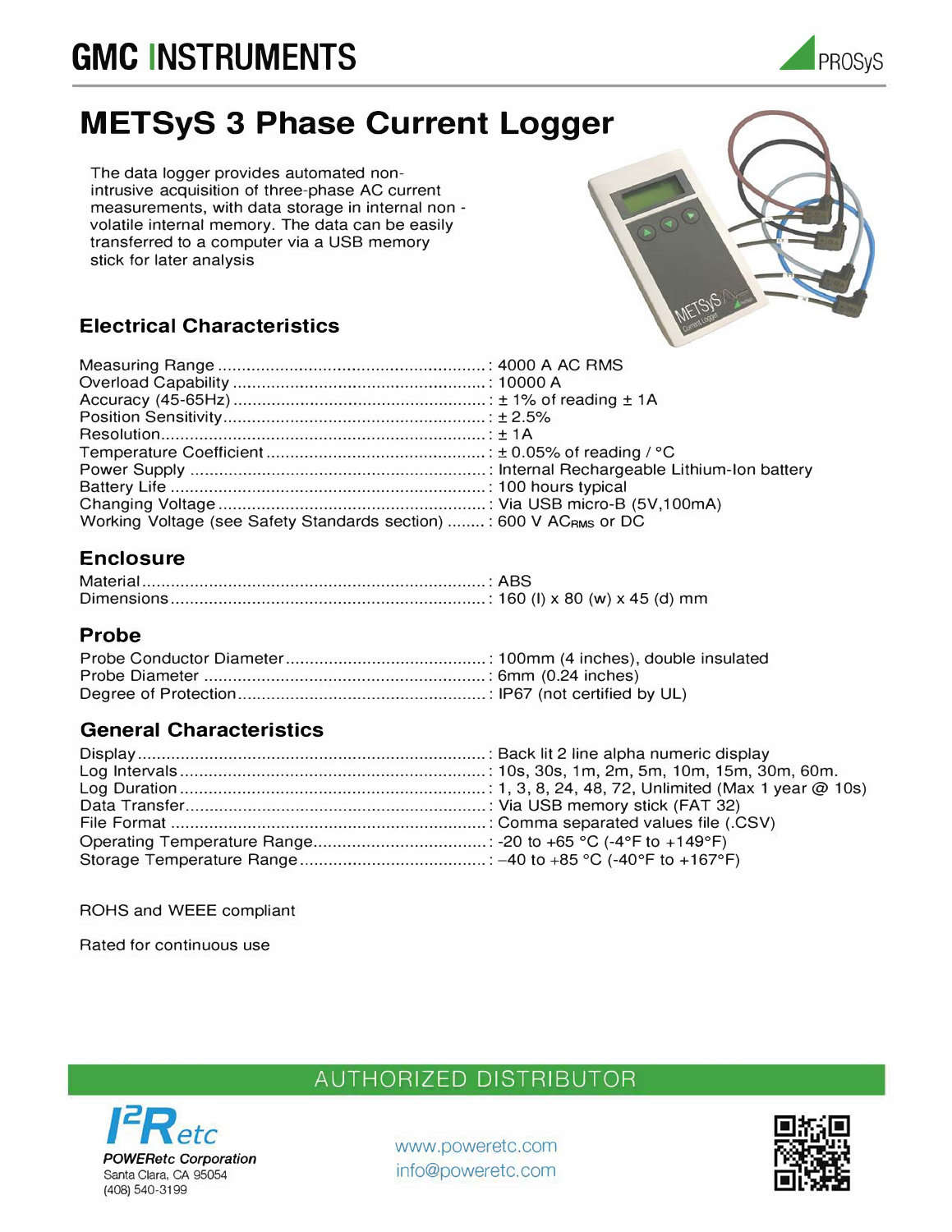GMC INSTRUMENTS

PROSyS

# METSyS 3 Phase Current Logger

The data logger provides automated non-intrusive acquisition of three-phase AC current measurements, with data storage in internal non-volatile internal memory. The data can be easily transferred to a computer via a USB memory stick for later analysis

## Electrical Characteristics

| | |
|---|---|
| Measuring Range | 4000 A AC RMS |
| Overload Capability | 10000 A |
| Accuracy (45-65Hz) | ± 1% of reading ± 1A |
| Position Sensitivity | ± 2.5% |
| Resolution | ± 1A |
| Temperature Coefficient | ± 0.05% of reading / °C |
| Power Supply | Internal Rechargeable Lithium-Ion battery |
| Battery Life | 100 hours typical |
| Changing Voltage | Via USB micro-B (5V,100mA) |
| Working Voltage (see Safety Standards section) | 600 V $AC_{RMS}$ or DC |

## Enclosure

| | |
|---|---|
| Material | ABS |
| Dimensions | 160 (l) x 80 (w) x 45 (d) mm |

## Probe

| | |
|---|---|
| Probe Conductor Diameter | 100mm (4 inches), double insulated |
| Probe Diameter | 6mm (0.24 inches) |
| Degree of Protection | IP67 (not certified by UL) |

## General Characteristics

| | |
|---|---|
| Display | Back lit 2 line alpha numeric display |
| Log Intervals | 10s, 30s, 1m, 2m, 5m, 10m, 15m, 30m, 60m. |
| Log Duration | 1, 3, 8, 24, 48, 72, Unlimited (Max 1 year @ 10s) |
| Data Transfer | Via USB memory stick (FAT 32) |
| File Format | Comma separated values file (.CSV) |
| Operating Temperature Range | -20 to +65 °C (-4°F to +149°F) |
| Storage Temperature Range | –40 to +85 °C (-40°F to +167°F) |

ROHS and WEEE compliant

Rated for continuous use

AUTHORIZED DISTRIBUTOR

I²Retc
POWERetc Corporation
Santa Clara, CA 95054
(408) 540-3199

www.poweretc.com
info@poweretc.com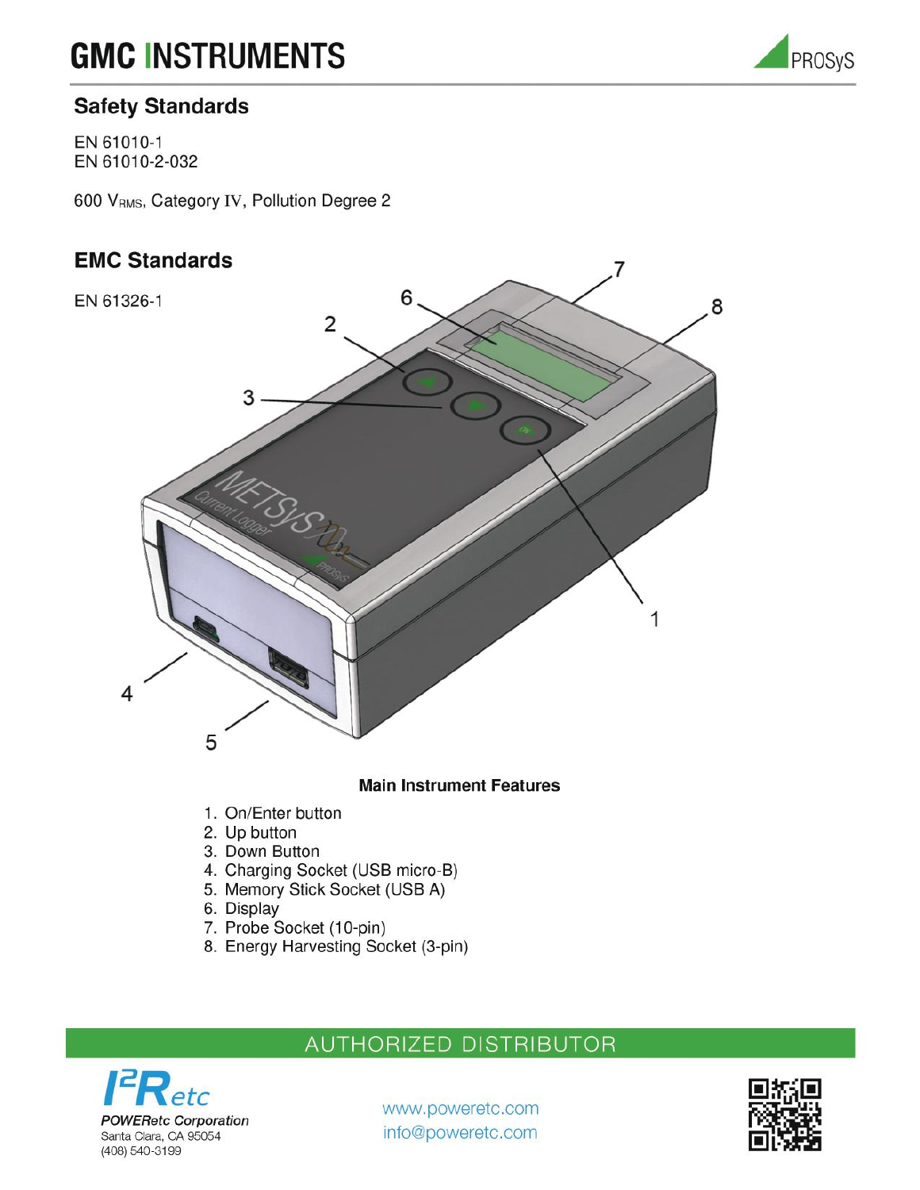## Safety Standards

EN 61010-1
EN 61010-2-032

600 $V_{RMS}$, Category IV, Pollution Degree 2

## EMC Standards

EN 61326-1

**Main Instrument Features**

1. On/Enter button
2. Up button
3. Down Button
4. Charging Socket (USB micro-B)
5. Memory Stick Socket (USB A)
6. Display
7. Probe Socket (10-pin)
8. Energy Harvesting Socket (3-pin)

AUTHORIZED DISTRIBUTOR

POWERetc Corporation
Santa Clara, CA 95054
(408) 540-3199

www.poweretc.com
info@poweretc.com